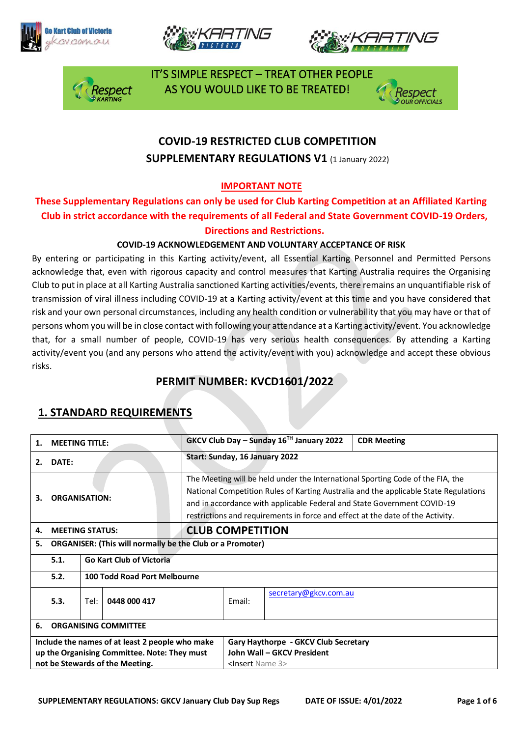IT'S SIMPLE RESPECT – TREAT OTHER PEOPLE AS YOU WOULD LIKE TO BE TREATED!

# COVID-19 RESTRICTED CLUB COMPETITION SUPPLEMENTARY REGULATIONS V1 (1 January 2022)

**IMPORTANT NOTE**

**These Supplementary Regulations can only be used for Club Karting Competition at an Affiliated Karting Club in strict accordance with the requirements of all Federal and State Government COVID-19 Orders, Directions and Restrictions.**

**COVID-19 ACKNOWLEDGEMENT AND VOLUNTARY ACCEPTANCE OF RISK**

By entering or participating in this Karting activity/event, all Essential Karting Personnel and Permitted Persons acknowledge that, even with rigorous capacity and control measures that Karting Australia requires the Organising Club to put in place at all Karting Australia sanctioned Karting activities/events, there remains an unquantifiable risk of transmission of viral illness including COVID-19 at a Karting activity/event at this time and you have considered that risk and your own personal circumstances, including any health condition or vulnerability that you may have or that of persons whom you will be in close contact with following your attendance at a Karting activity/event. You acknowledge that, for a small number of people, COVID-19 has very serious health consequences. By attending a Karting activity/event you (and any persons who attend the activity/event with you) acknowledge and accept these obvious risks.

## PERMIT NUMBER: KVCD1601/2022

## 1. STANDARD REQUIREMENTS

| | | | | | |
|---|---|---|---|---|---|
| **1. MEETING TITLE:** | | | **GKCV Club Day – Sunday 16TH January 2022** | | **CDR Meeting** |
| **2. DATE:** | | | **Start: Sunday, 16 January 2022** | | |
| **3. ORGANISATION:** | | | The Meeting will be held under the International Sporting Code of the FIA, the National Competition Rules of Karting Australia and the applicable State Regulations and in accordance with applicable Federal and State Government COVID-19 restrictions and requirements in force and effect at the date of the Activity. | | |
| **4. MEETING STATUS:** | | | **CLUB COMPETITION** | | |
| **5. ORGANISER: (This will normally be the Club or a Promoter)** | | | | | |
| **5.1.** | **Go Kart Club of Victoria** | | | | |
| **5.2.** | **100 Todd Road Port Melbourne** | | | | |
| **5.3.** | Tel: | **0448 000 417** | Email: | secretary@gkcv.com.au | |
| **6. ORGANISING COMMITTEE** | | | | | |
| **Include the names of at least 2 people who make up the Organising Committee. Note: They must not be Stewards of the Meeting.** | | | **Gary Haythorpe - GKCV Club Secretary**<br>**John Wall – GKCV President**<br><Insert Name 3> | | |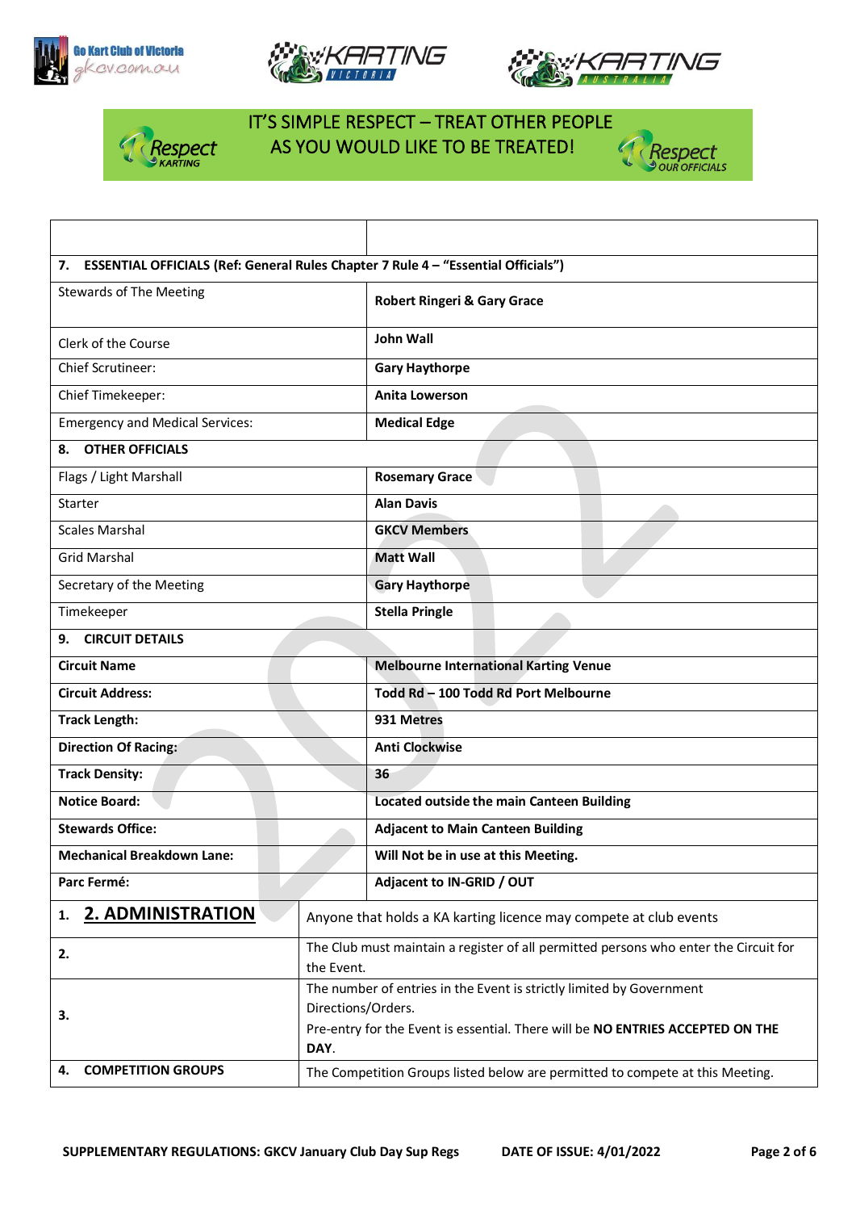IT'S SIMPLE RESPECT – TREAT OTHER PEOPLE AS YOU WOULD LIKE TO BE TREATED!

| | |
|---|---|
| **7. ESSENTIAL OFFICIALS (Ref: General Rules Chapter 7 Rule 4 – "Essential Officials")** | |
| Stewards of The Meeting | **Robert Ringeri & Gary Grace** |
| Clerk of the Course | **John Wall** |
| Chief Scrutineer: | **Gary Haythorpe** |
| Chief Timekeeper: | **Anita Lowerson** |
| Emergency and Medical Services: | **Medical Edge** |
| **8. OTHER OFFICIALS** | |
| Flags / Light Marshall | **Rosemary Grace** |
| Starter | **Alan Davis** |
| Scales Marshal | **GKCV Members** |
| Grid Marshal | **Matt Wall** |
| Secretary of the Meeting | **Gary Haythorpe** |
| Timekeeper | **Stella Pringle** |
| **9. CIRCUIT DETAILS** | |
| **Circuit Name** | **Melbourne International Karting Venue** |
| **Circuit Address:** | **Todd Rd – 100 Todd Rd Port Melbourne** |
| **Track Length:** | **931 Metres** |
| **Direction Of Racing:** | **Anti Clockwise** |
| **Track Density:** | **36** |
| **Notice Board:** | **Located outside the main Canteen Building** |
| **Stewards Office:** | **Adjacent to Main Canteen Building** |
| **Mechanical Breakdown Lane:** | **Will Not be in use at this Meeting.** |
| **Parc Fermé:** | **Adjacent to IN-GRID / OUT** |

| | |
|---|---|
| 1. **2. ADMINISTRATION** | Anyone that holds a KA karting licence may compete at club events |
| 2. | The Club must maintain a register of all permitted persons who enter the Circuit for the Event. |
| 3. | The number of entries in the Event is strictly limited by Government Directions/Orders.<br>Pre-entry for the Event is essential. There will be **NO ENTRIES ACCEPTED ON THE DAY**. |
| 4. **COMPETITION GROUPS** | The Competition Groups listed below are permitted to compete at this Meeting. |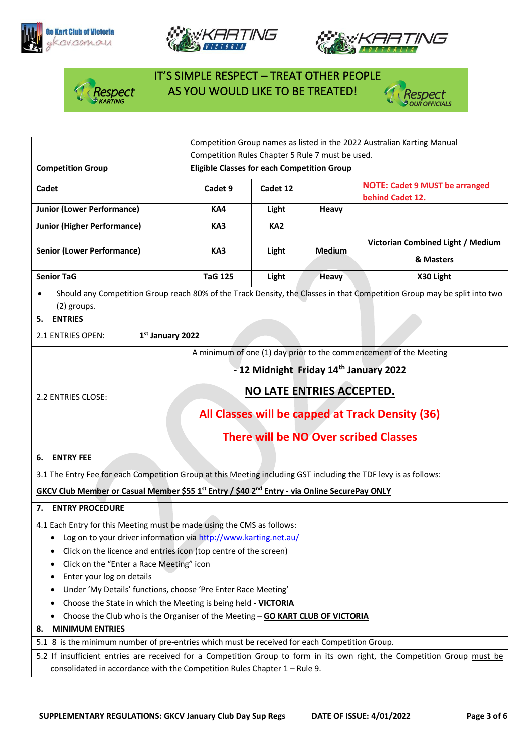IT'S SIMPLE RESPECT – TREAT OTHER PEOPLE AS YOU WOULD LIKE TO BE TREATED!

| | Competition Group names as listed in the 2022 Australian Karting Manual Competition Rules Chapter 5 Rule 7 must be used. | | | |
|---|---|---|---|---|
| **Competition Group** | **Eligible Classes for each Competition Group** | | | |
| **Cadet** | **Cadet 9** | **Cadet 12** | | **NOTE: Cadet 9 MUST be arranged behind Cadet 12.** |
| **Junior (Lower Performance)** | **KA4** | **Light** | **Heavy** | |
| **Junior (Higher Performance)** | **KA3** | **KA2** | | |
| **Senior (Lower Performance)** | **KA3** | **Light** | **Medium** | **Victorian Combined Light / Medium & Masters** |
| **Senior TaG** | **TaG 125** | **Light** | **Heavy** | **X30 Light** |

- Should any Competition Group reach 80% of the Track Density, the Classes in that Competition Group may be split into two (2) groups.

## 5. ENTRIES

| | |
|---|---|
| 2.1 ENTRIES OPEN: | **1st January 2022** |
| 2.2 ENTRIES CLOSE: | A minimum of one (1) day prior to the commencement of the Meeting<br>**- 12 Midnight Friday 14th January 2022**<br>**NO LATE ENTRIES ACCEPTED.**<br>**All Classes will be capped at Track Density (36)**<br>**There will be NO Over scribed Classes** |

## 6. ENTRY FEE

3.1 The Entry Fee for each Competition Group at this Meeting including GST including the TDF levy is as follows:

**GKCV Club Member or Casual Member $55 1st Entry / $40 2nd Entry - via Online SecurePay ONLY**

## 7. ENTRY PROCEDURE

4.1 Each Entry for this Meeting must be made using the CMS as follows:

- Log on to your driver information via http://www.karting.net.au/
- Click on the licence and entries icon (top centre of the screen)
- Click on the "Enter a Race Meeting" icon
- Enter your log on details
- Under 'My Details' functions, choose 'Pre Enter Race Meeting'
- Choose the State in which the Meeting is being held - **VICTORIA**
- Choose the Club who is the Organiser of the Meeting – **GO KART CLUB OF VICTORIA**

## 8. MINIMUM ENTRIES

5.1 8 is the minimum number of pre-entries which must be received for each Competition Group.

5.2 If insufficient entries are received for a Competition Group to form in its own right, the Competition Group must be consolidated in accordance with the Competition Rules Chapter 1 – Rule 9.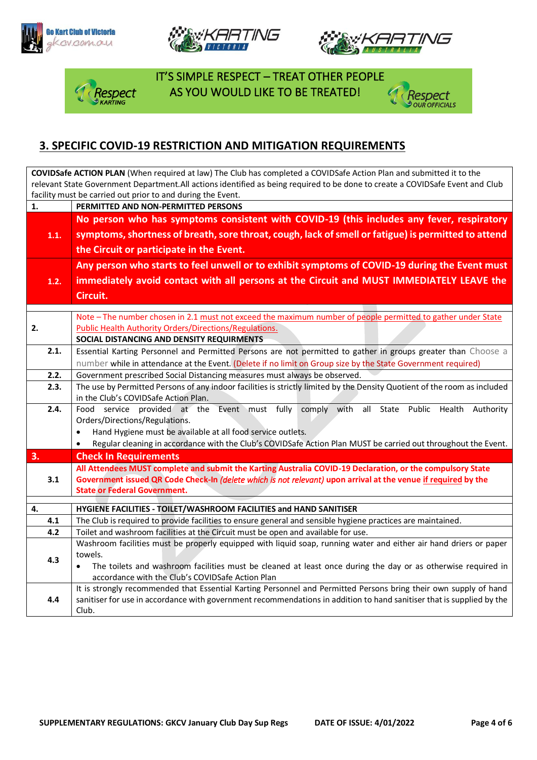IT'S SIMPLE RESPECT – TREAT OTHER PEOPLE AS YOU WOULD LIKE TO BE TREATED!

## 3. SPECIFIC COVID-19 RESTRICTION AND MITIGATION REQUIREMENTS

| | |
|---|---|
| **COVIDSafe ACTION PLAN** (When required at law) The Club has completed a COVIDSafe Action Plan and submitted it to the relevant State Government Department.All actions identified as being required to be done to create a COVIDSafe Event and Club facility must be carried out prior to and during the Event. | |
| **1.** | **PERMITTED AND NON-PERMITTED PERSONS** |
| **1.1.** | **No person who has symptoms consistent with COVID-19 (this includes any fever, respiratory symptoms, shortness of breath, sore throat, cough, lack of smell or fatigue) is permitted to attend the Circuit or participate in the Event.** |
| **1.2.** | **Any person who starts to feel unwell or to exhibit symptoms of COVID-19 during the Event must immediately avoid contact with all persons at the Circuit and MUST IMMEDIATELY LEAVE the Circuit.** |
| **2.** | Note – The number chosen in 2.1 must not exceed the maximum number of people permitted to gather under State Public Health Authority Orders/Directions/Regulations.<br>**SOCIAL DISTANCING AND DENSITY REQUIRMENTS** |
| **2.1.** | Essential Karting Personnel and Permitted Persons are not permitted to gather in groups greater than Choose a number while in attendance at the Event. (Delete if no limit on Group size by the State Government required) |
| **2.2.** | Government prescribed Social Distancing measures must always be observed. |
| **2.3.** | The use by Permitted Persons of any indoor facilities is strictly limited by the Density Quotient of the room as included in the Club's COVIDSafe Action Plan. |
| **2.4.** | Food service provided at the Event must fully comply with all State Public Health Authority Orders/Directions/Regulations.<br>• Hand Hygiene must be available at all food service outlets.<br>• Regular cleaning in accordance with the Club's COVIDSafe Action Plan MUST be carried out throughout the Event. |
| **3.** | **Check In Requirements** |
| **3.1** | **All Attendees MUST complete and submit the Karting Australia COVID-19 Declaration, or the compulsory State Government issued QR Code Check-In *(delete which is not relevant)* upon arrival at the venue if required by the State or Federal Government.** |
| **4.** | **HYGIENE FACILITIES - TOILET/WASHROOM FACILITIES and HAND SANITISER** |
| **4.1** | The Club is required to provide facilities to ensure general and sensible hygiene practices are maintained. |
| **4.2** | Toilet and washroom facilities at the Circuit must be open and available for use. |
| **4.3** | Washroom facilities must be properly equipped with liquid soap, running water and either air hand driers or paper towels.<br>• The toilets and washroom facilities must be cleaned at least once during the day or as otherwise required in accordance with the Club's COVIDSafe Action Plan |
| **4.4** | It is strongly recommended that Essential Karting Personnel and Permitted Persons bring their own supply of hand sanitiser for use in accordance with government recommendations in addition to hand sanitiser that is supplied by the Club. |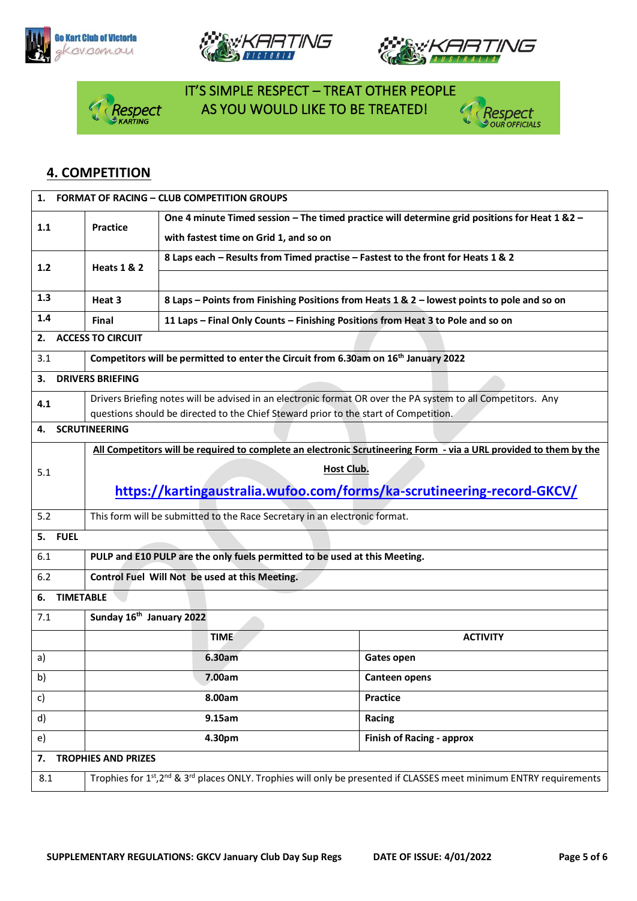IT'S SIMPLE RESPECT – TREAT OTHER PEOPLE AS YOU WOULD LIKE TO BE TREATED!

## 4. COMPETITION

| 1. FORMAT OF RACING – CLUB COMPETITION GROUPS | | |
|---|---|---|
| 1.1 | **Practice** | **One 4 minute Timed session – The timed practice will determine grid positions for Heat 1 &2 – with fastest time on Grid 1, and so on** |
| 1.2 | **Heats 1 & 2** | **8 Laps each – Results from Timed practise – Fastest to the front for Heats 1 & 2** |
| 1.3 | **Heat 3** | **8 Laps – Points from Finishing Positions from Heats 1 & 2 – lowest points to pole and so on** |
| 1.4 | **Final** | **11 Laps – Final Only Counts – Finishing Positions from Heat 3 to Pole and so on** |

| 2. ACCESS TO CIRCUIT | |
|---|---|
| 3.1 | **Competitors will be permitted to enter the Circuit from 6.30am on 16th January 2022** |
| **3. DRIVERS BRIEFING** | |
| 4.1 | Drivers Briefing notes will be advised in an electronic format OR over the PA system to all Competitors. Any questions should be directed to the Chief Steward prior to the start of Competition. |
| **4. SCRUTINEERING** | |
| 5.1 | **All Competitors will be required to complete an electronic Scrutineering Form - via a URL provided to them by the Host Club.** https://kartingaustralia.wufoo.com/forms/ka-scrutineering-record-GKCV/ |
| 5.2 | This form will be submitted to the Race Secretary in an electronic format. |
| **5. FUEL** | |
| 6.1 | **PULP and E10 PULP are the only fuels permitted to be used at this Meeting.** |
| 6.2 | **Control Fuel Will Not be used at this Meeting.** |

| 6. TIMETABLE | | |
|---|---|---|
| 7.1 | **Sunday 16th January 2022** | |
| | **TIME** | **ACTIVITY** |
| a) | **6.30am** | **Gates open** |
| b) | **7.00am** | **Canteen opens** |
| c) | **8.00am** | **Practice** |
| d) | **9.15am** | **Racing** |
| e) | **4.30pm** | **Finish of Racing - approx** |

| 7. TROPHIES AND PRIZES | |
|---|---|
| 8.1 | Trophies for 1st, 2nd & 3rd places ONLY. Trophies will only be presented if CLASSES meet minimum ENTRY requirements |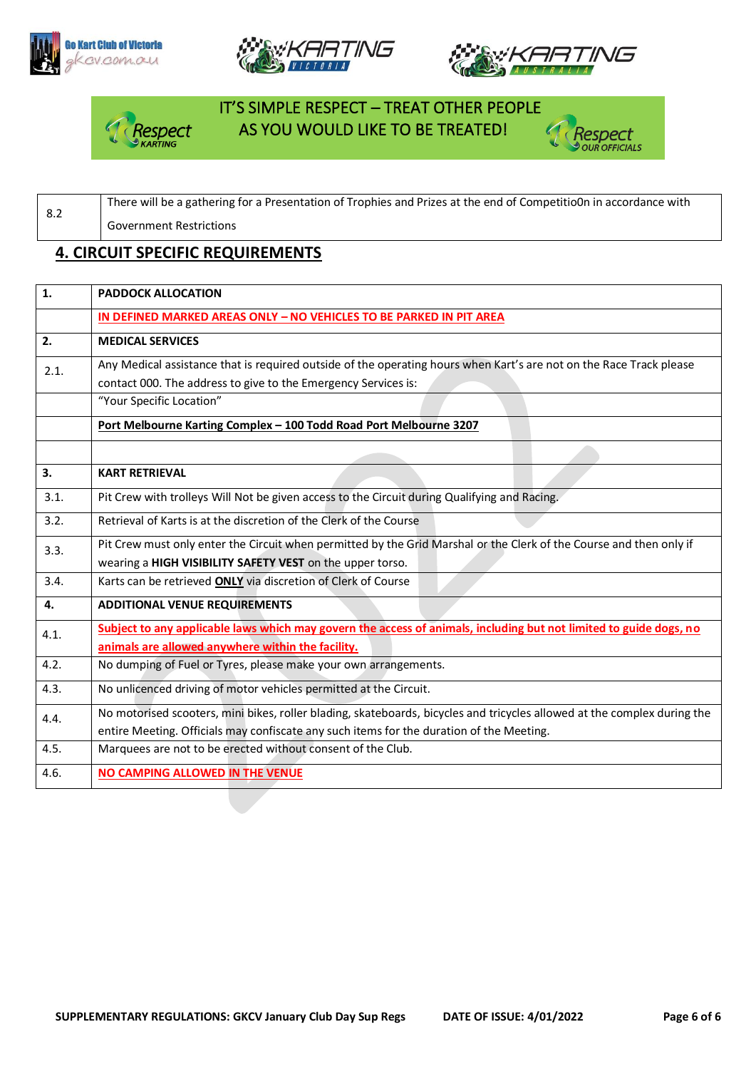IT'S SIMPLE RESPECT – TREAT OTHER PEOPLE AS YOU WOULD LIKE TO BE TREATED!

| | |
|---|---|
| 8.2 | There will be a gathering for a Presentation of Trophies and Prizes at the end of Competitio0n in accordance with Government Restrictions |

## 4. CIRCUIT SPECIFIC REQUIREMENTS

| | |
|---|---|
| **1.** | **PADDOCK ALLOCATION** |
| | **IN DEFINED MARKED AREAS ONLY – NO VEHICLES TO BE PARKED IN PIT AREA** |
| **2.** | **MEDICAL SERVICES** |
| 2.1. | Any Medical assistance that is required outside of the operating hours when Kart's are not on the Race Track please contact 000. The address to give to the Emergency Services is: |
| | "Your Specific Location" |
| | **Port Melbourne Karting Complex – 100 Todd Road Port Melbourne 3207** |
| | |
| **3.** | **KART RETRIEVAL** |
| 3.1. | Pit Crew with trolleys Will Not be given access to the Circuit during Qualifying and Racing. |
| 3.2. | Retrieval of Karts is at the discretion of the Clerk of the Course |
| 3.3. | Pit Crew must only enter the Circuit when permitted by the Grid Marshal or the Clerk of the Course and then only if wearing a **HIGH VISIBILITY SAFETY VEST** on the upper torso. |
| 3.4. | Karts can be retrieved **ONLY** via discretion of Clerk of Course |
| **4.** | **ADDITIONAL VENUE REQUIREMENTS** |
| 4.1. | **Subject to any applicable laws which may govern the access of animals, including but not limited to guide dogs, no animals are allowed anywhere within the facility.** |
| 4.2. | No dumping of Fuel or Tyres, please make your own arrangements. |
| 4.3. | No unlicenced driving of motor vehicles permitted at the Circuit. |
| 4.4. | No motorised scooters, mini bikes, roller blading, skateboards, bicycles and tricycles allowed at the complex during the entire Meeting. Officials may confiscate any such items for the duration of the Meeting. |
| 4.5. | Marquees are not to be erected without consent of the Club. |
| 4.6. | **NO CAMPING ALLOWED IN THE VENUE** |